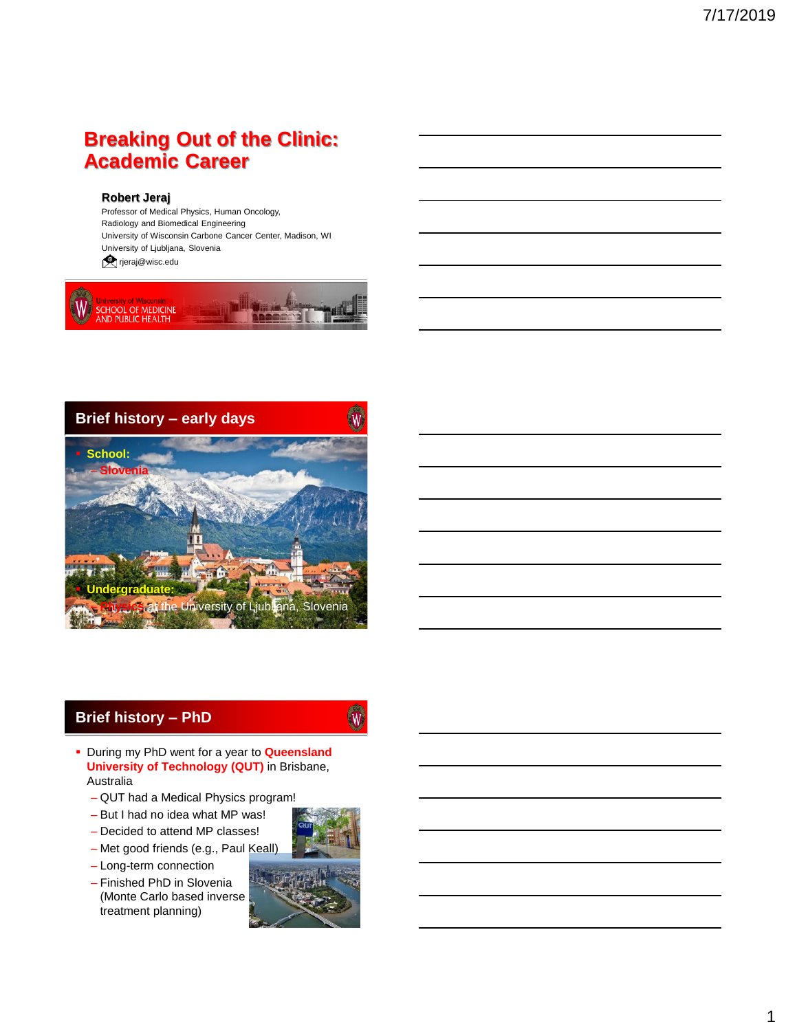# Breaking Out of the Clinic: Academic Career

**Robert Jeraj**

Professor of Medical Physics, Human Oncology, Radiology and Biomedical Engineering
University of Wisconsin Carbone Cancer Center, Madison, WI
University of Ljubljana, Slovenia
rjeraj@wisc.edu

University of Wisconsin SCHOOL OF MEDICINE AND PUBLIC HEALTH

## Brief history – early days

- **School:**
  - **Slovenia**
- **Undergraduate:**
  - **Physics** at the University of Ljubljana, Slovenia

## Brief history – PhD

- During my PhD went for a year to **Queensland University of Technology (QUT)** in Brisbane, Australia
  - QUT had a Medical Physics program!
  - But I had no idea what MP was!
  - Decided to attend MP classes!
  - Met good friends (e.g., Paul Keall)
  - Long-term connection
  - Finished PhD in Slovenia (Monte Carlo based inverse treatment planning)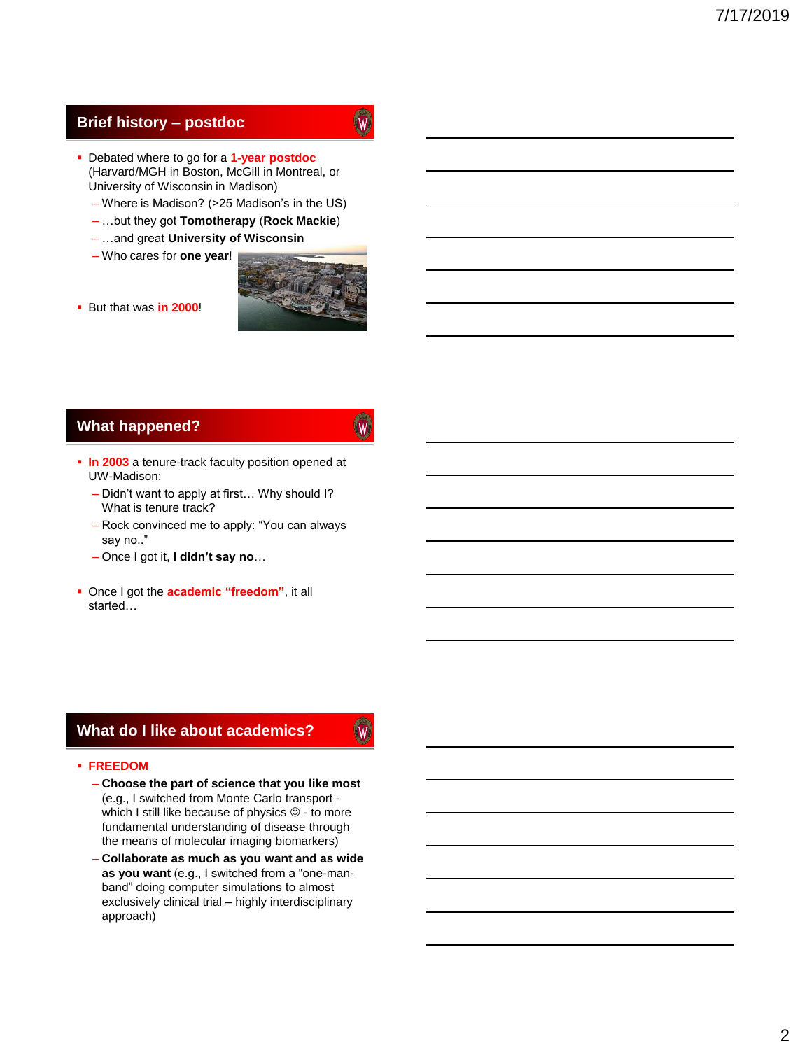## Brief history – postdoc

- Debated where to go for a **1-year postdoc** (Harvard/MGH in Boston, McGill in Montreal, or University of Wisconsin in Madison)
  - Where is Madison? (>25 Madison's in the US)
  - …but they got **Tomotherapy** (**Rock Mackie**)
  - …and great **University of Wisconsin**
  - Who cares for **one year**!
- But that was **in 2000**!

## What happened?

- **In 2003** a tenure-track faculty position opened at UW-Madison:
  - Didn't want to apply at first… Why should I? What is tenure track?
  - Rock convinced me to apply: "You can always say no.."
  - Once I got it, **I didn't say no**…
- Once I got the **academic "freedom"**, it all started…

## What do I like about academics?

- **FREEDOM**
  - **Choose the part of science that you like most** (e.g., I switched from Monte Carlo transport - which I still like because of physics ☺ - to more fundamental understanding of disease through the means of molecular imaging biomarkers)
  - **Collaborate as much as you want and as wide as you want** (e.g., I switched from a "one-man-band" doing computer simulations to almost exclusively clinical trial – highly interdisciplinary approach)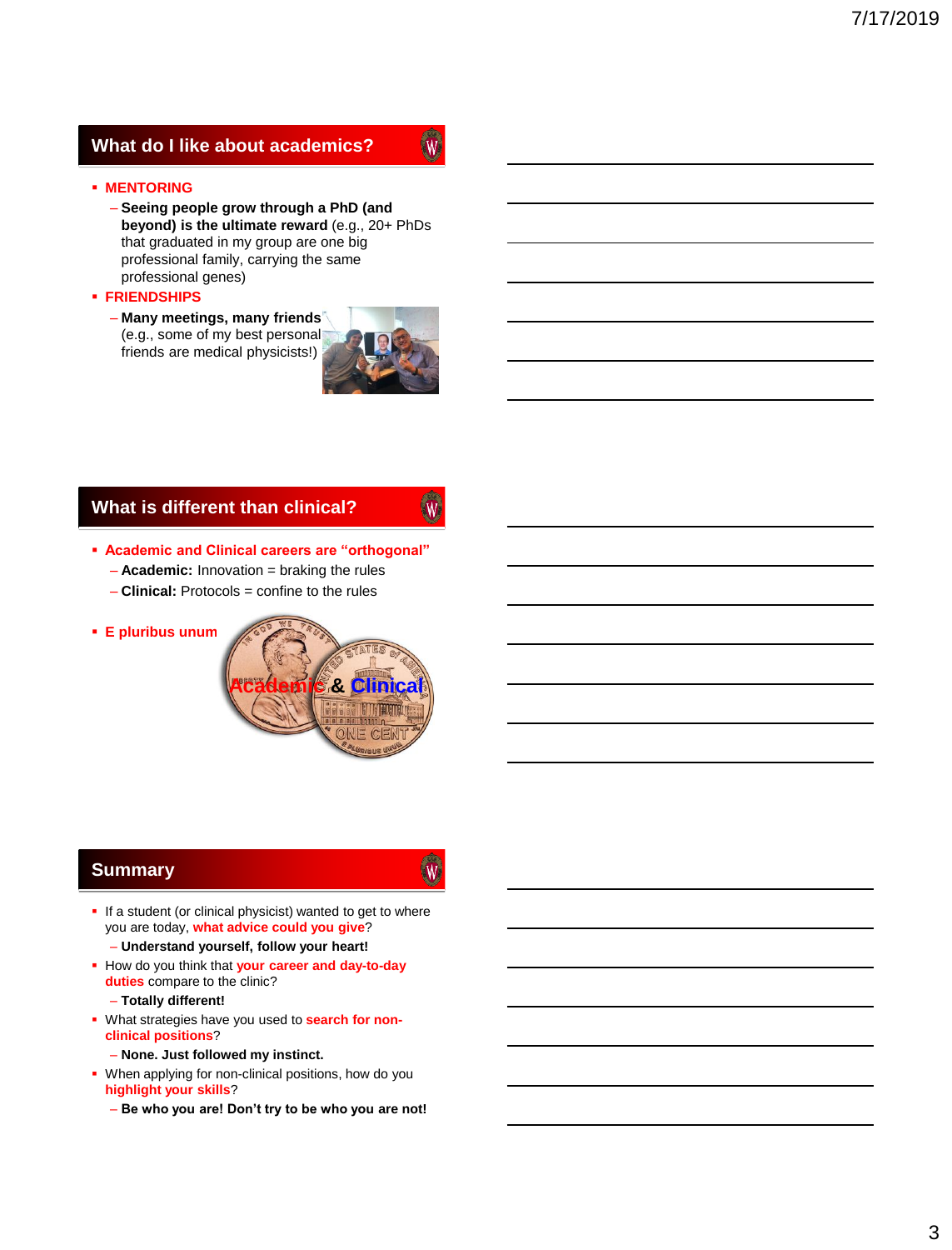## What do I like about academics?

- MENTORING
  - **Seeing people grow through a PhD (and beyond) is the ultimate reward** (e.g., 20+ PhDs that graduated in my group are one big professional family, carrying the same professional genes)
- FRIENDSHIPS
  - **Many meetings, many friends** (e.g., some of my best personal friends are medical physicists!)

## What is different than clinical?

- Academic and Clinical careers are "orthogonal"
  - **Academic:** Innovation = braking the rules
  - **Clinical:** Protocols = confine to the rules
- E pluribus unum

Academic & Clinical

## Summary

- If a student (or clinical physicist) wanted to get to where you are today, what advice could you give?
  - **Understand yourself, follow your heart!**
- How do you think that your career and day-to-day duties compare to the clinic?
  - **Totally different!**
- What strategies have you used to search for non-clinical positions?
  - **None. Just followed my instinct.**
- When applying for non-clinical positions, how do you highlight your skills?
  - **Be who you are! Don't try to be who you are not!**